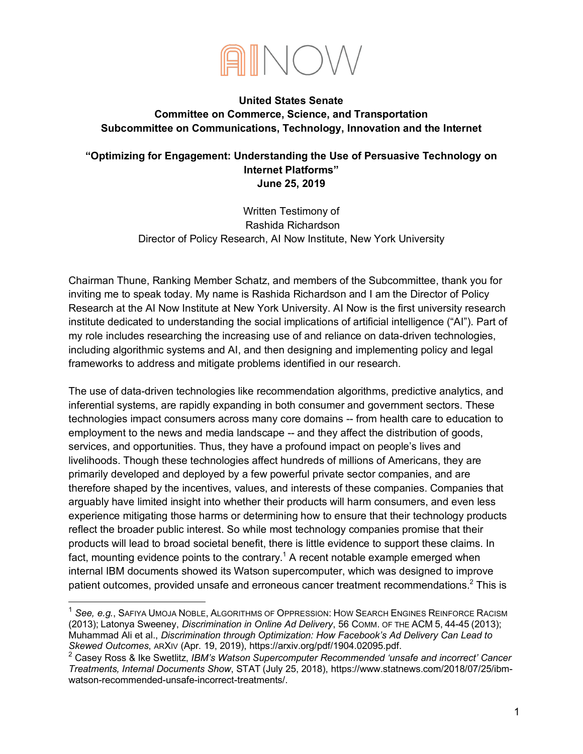AI NOW

**United States Senate**
**Committee on Commerce, Science, and Transportation**
**Subcommittee on Communications, Technology, Innovation and the Internet**

**"Optimizing for Engagement: Understanding the Use of Persuasive Technology on Internet Platforms"**
**June 25, 2019**

Written Testimony of
Rashida Richardson
Director of Policy Research, AI Now Institute, New York University

Chairman Thune, Ranking Member Schatz, and members of the Subcommittee, thank you for inviting me to speak today. My name is Rashida Richardson and I am the Director of Policy Research at the AI Now Institute at New York University. AI Now is the first university research institute dedicated to understanding the social implications of artificial intelligence ("AI"). Part of my role includes researching the increasing use of and reliance on data-driven technologies, including algorithmic systems and AI, and then designing and implementing policy and legal frameworks to address and mitigate problems identified in our research.

The use of data-driven technologies like recommendation algorithms, predictive analytics, and inferential systems, are rapidly expanding in both consumer and government sectors. These technologies impact consumers across many core domains -- from health care to education to employment to the news and media landscape -- and they affect the distribution of goods, services, and opportunities. Thus, they have a profound impact on people's lives and livelihoods. Though these technologies affect hundreds of millions of Americans, they are primarily developed and deployed by a few powerful private sector companies, and are therefore shaped by the incentives, values, and interests of these companies. Companies that arguably have limited insight into whether their products will harm consumers, and even less experience mitigating those harms or determining how to ensure that their technology products reflect the broader public interest. So while most technology companies promise that their products will lead to broad societal benefit, there is little evidence to support these claims. In fact, mounting evidence points to the contrary.[1] A recent notable example emerged when internal IBM documents showed its Watson supercomputer, which was designed to improve patient outcomes, provided unsafe and erroneous cancer treatment recommendations.[2] This is

---

[1] *See, e.g.*, SAFIYA UMOJA NOBLE, ALGORITHMS OF OPPRESSION: HOW SEARCH ENGINES REINFORCE RACISM (2013); Latonya Sweeney, *Discrimination in Online Ad Delivery*, 56 COMM. OF THE ACM 5, 44-45 (2013); Muhammad Ali et al., *Discrimination through Optimization: How Facebook's Ad Delivery Can Lead to Skewed Outcomes*, ARXIV (Apr. 19, 2019), https://arxiv.org/pdf/1904.02095.pdf.

[2] Casey Ross & Ike Swetlitz, *IBM's Watson Supercomputer Recommended 'unsafe and incorrect' Cancer Treatments, Internal Documents Show*, STAT (July 25, 2018), https://www.statnews.com/2018/07/25/ibm-watson-recommended-unsafe-incorrect-treatments/.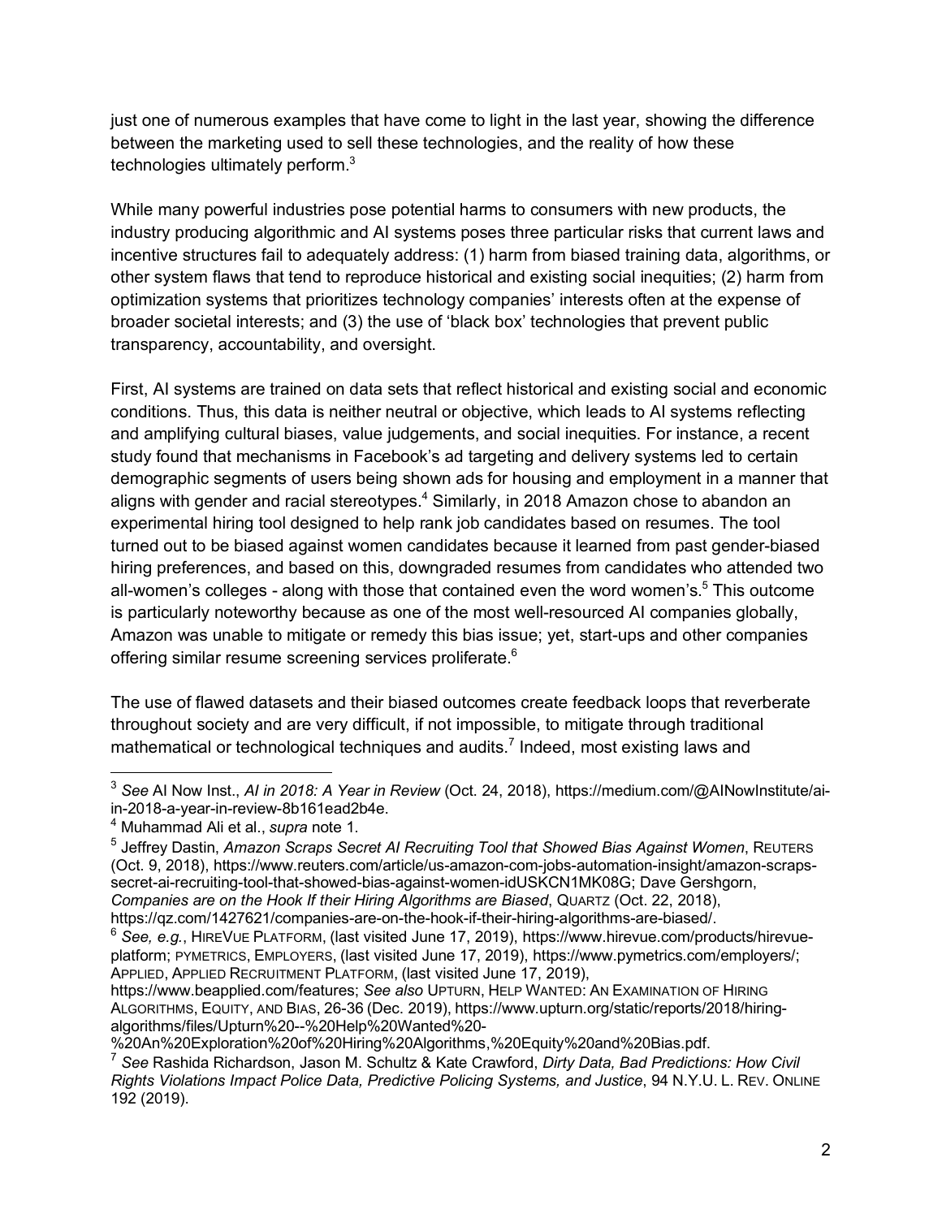just one of numerous examples that have come to light in the last year, showing the difference between the marketing used to sell these technologies, and the reality of how these technologies ultimately perform.[3]

While many powerful industries pose potential harms to consumers with new products, the industry producing algorithmic and AI systems poses three particular risks that current laws and incentive structures fail to adequately address: (1) harm from biased training data, algorithms, or other system flaws that tend to reproduce historical and existing social inequities; (2) harm from optimization systems that prioritizes technology companies' interests often at the expense of broader societal interests; and (3) the use of 'black box' technologies that prevent public transparency, accountability, and oversight.

First, AI systems are trained on data sets that reflect historical and existing social and economic conditions. Thus, this data is neither neutral or objective, which leads to AI systems reflecting and amplifying cultural biases, value judgements, and social inequities. For instance, a recent study found that mechanisms in Facebook's ad targeting and delivery systems led to certain demographic segments of users being shown ads for housing and employment in a manner that aligns with gender and racial stereotypes.[4] Similarly, in 2018 Amazon chose to abandon an experimental hiring tool designed to help rank job candidates based on resumes. The tool turned out to be biased against women candidates because it learned from past gender-biased hiring preferences, and based on this, downgraded resumes from candidates who attended two all-women's colleges - along with those that contained even the word women's.[5] This outcome is particularly noteworthy because as one of the most well-resourced AI companies globally, Amazon was unable to mitigate or remedy this bias issue; yet, start-ups and other companies offering similar resume screening services proliferate.[6]

The use of flawed datasets and their biased outcomes create feedback loops that reverberate throughout society and are very difficult, if not impossible, to mitigate through traditional mathematical or technological techniques and audits.[7] Indeed, most existing laws and

---

[3] *See* AI Now Inst., *AI in 2018: A Year in Review* (Oct. 24, 2018), https://medium.com/@AINowInstitute/ai-in-2018-a-year-in-review-8b161ead2b4e.

[4] Muhammad Ali et al., *supra* note 1.

[5] Jeffrey Dastin, *Amazon Scraps Secret AI Recruiting Tool that Showed Bias Against Women*, REUTERS (Oct. 9, 2018), https://www.reuters.com/article/us-amazon-com-jobs-automation-insight/amazon-scraps-secret-ai-recruiting-tool-that-showed-bias-against-women-idUSKCN1MK08G; Dave Gershgorn, *Companies are on the Hook If their Hiring Algorithms are Biased*, QUARTZ (Oct. 22, 2018), https://qz.com/1427621/companies-are-on-the-hook-if-their-hiring-algorithms-are-biased/.

[6] *See, e.g.*, HIREVUE PLATFORM, (last visited June 17, 2019), https://www.hirevue.com/products/hirevue-platform; PYMETRICS, EMPLOYERS, (last visited June 17, 2019), https://www.pymetrics.com/employers/; APPLIED, APPLIED RECRUITMENT PLATFORM, (last visited June 17, 2019), https://www.beapplied.com/features; *See also* UPTURN, HELP WANTED: AN EXAMINATION OF HIRING ALGORITHMS, EQUITY, AND BIAS, 26-36 (Dec. 2019), https://www.upturn.org/static/reports/2018/hiring-algorithms/files/Upturn%20--%20Help%20Wanted%20-%20An%20Exploration%20of%20Hiring%20Algorithms,%20Equity%20and%20Bias.pdf.

[7] *See* Rashida Richardson, Jason M. Schultz & Kate Crawford, *Dirty Data, Bad Predictions: How Civil Rights Violations Impact Police Data, Predictive Policing Systems, and Justice*, 94 N.Y.U. L. REV. ONLINE 192 (2019).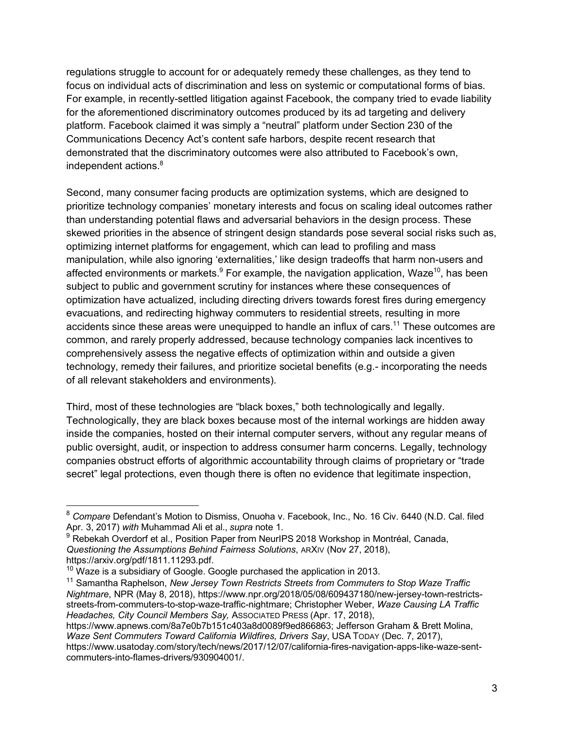regulations struggle to account for or adequately remedy these challenges, as they tend to focus on individual acts of discrimination and less on systemic or computational forms of bias. For example, in recently-settled litigation against Facebook, the company tried to evade liability for the aforementioned discriminatory outcomes produced by its ad targeting and delivery platform. Facebook claimed it was simply a "neutral" platform under Section 230 of the Communications Decency Act's content safe harbors, despite recent research that demonstrated that the discriminatory outcomes were also attributed to Facebook's own, independent actions.[8]

Second, many consumer facing products are optimization systems, which are designed to prioritize technology companies' monetary interests and focus on scaling ideal outcomes rather than understanding potential flaws and adversarial behaviors in the design process. These skewed priorities in the absence of stringent design standards pose several social risks such as, optimizing internet platforms for engagement, which can lead to profiling and mass manipulation, while also ignoring 'externalities,' like design tradeoffs that harm non-users and affected environments or markets.[9] For example, the navigation application, Waze[10], has been subject to public and government scrutiny for instances where these consequences of optimization have actualized, including directing drivers towards forest fires during emergency evacuations, and redirecting highway commuters to residential streets, resulting in more accidents since these areas were unequipped to handle an influx of cars.[11] These outcomes are common, and rarely properly addressed, because technology companies lack incentives to comprehensively assess the negative effects of optimization within and outside a given technology, remedy their failures, and prioritize societal benefits (e.g.- incorporating the needs of all relevant stakeholders and environments).

Third, most of these technologies are "black boxes," both technologically and legally. Technologically, they are black boxes because most of the internal workings are hidden away inside the companies, hosted on their internal computer servers, without any regular means of public oversight, audit, or inspection to address consumer harm concerns. Legally, technology companies obstruct efforts of algorithmic accountability through claims of proprietary or "trade secret" legal protections, even though there is often no evidence that legitimate inspection,

---

[8] *Compare* Defendant's Motion to Dismiss, Onuoha v. Facebook, Inc., No. 16 Civ. 6440 (N.D. Cal. filed Apr. 3, 2017) *with* Muhammad Ali et al., *supra* note 1.

[9] Rebekah Overdorf et al., Position Paper from NeurIPS 2018 Workshop in Montréal, Canada, *Questioning the Assumptions Behind Fairness Solutions*, ARXIV (Nov 27, 2018), https://arxiv.org/pdf/1811.11293.pdf.

[10] Waze is a subsidiary of Google. Google purchased the application in 2013.

[11] Samantha Raphelson, *New Jersey Town Restricts Streets from Commuters to Stop Waze Traffic Nightmare*, NPR (May 8, 2018), https://www.npr.org/2018/05/08/609437180/new-jersey-town-restricts-streets-from-commuters-to-stop-waze-traffic-nightmare; Christopher Weber, *Waze Causing LA Traffic Headaches, City Council Members Say,* ASSOCIATED PRESS (Apr. 17, 2018), https://www.apnews.com/8a7e0b7b151c403a8d0089f9ed866863; Jefferson Graham & Brett Molina, *Waze Sent Commuters Toward California Wildfires, Drivers Say*, USA TODAY (Dec. 7, 2017), https://www.usatoday.com/story/tech/news/2017/12/07/california-fires-navigation-apps-like-waze-sent-commuters-into-flames-drivers/930904001/.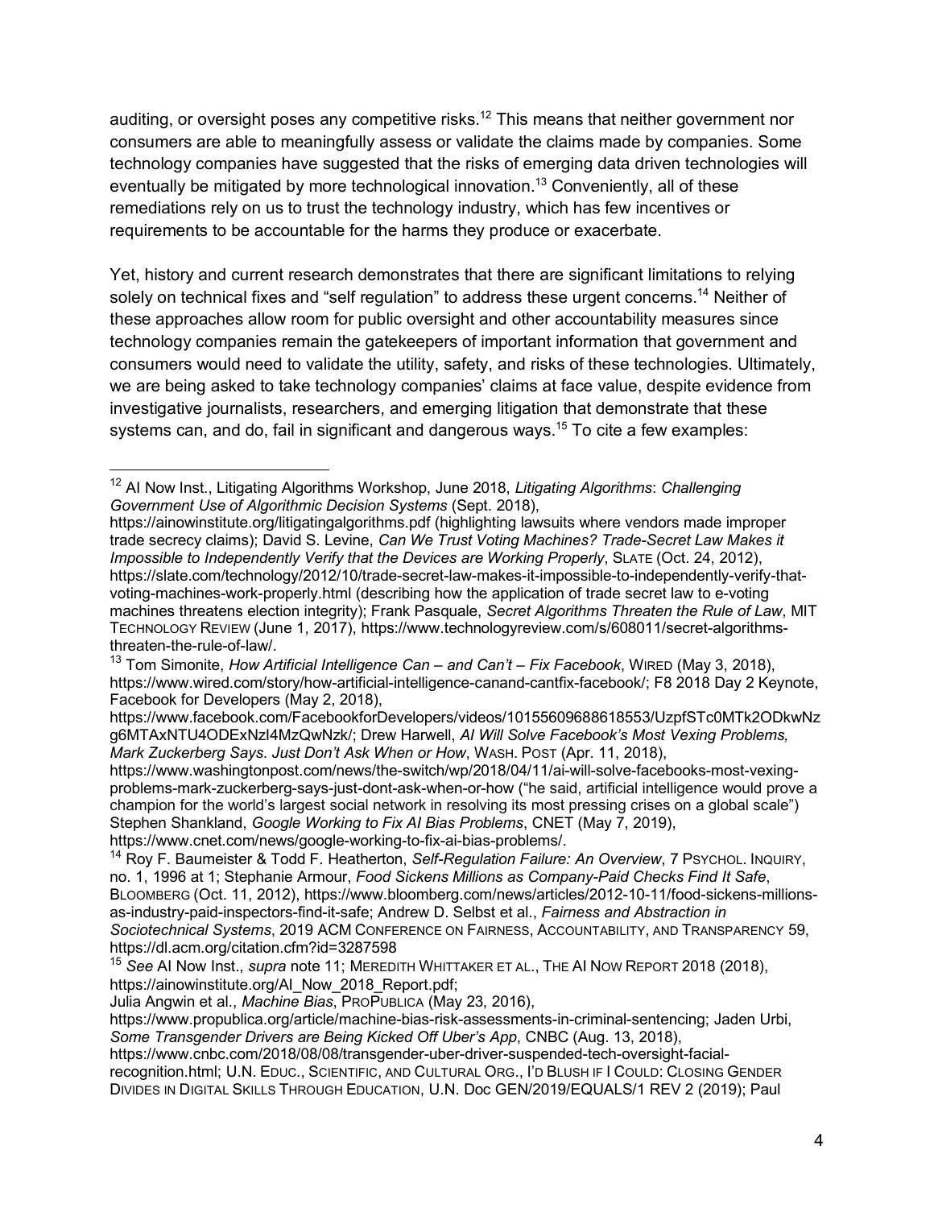auditing, or oversight poses any competitive risks.[12] This means that neither government nor consumers are able to meaningfully assess or validate the claims made by companies. Some technology companies have suggested that the risks of emerging data driven technologies will eventually be mitigated by more technological innovation.[13] Conveniently, all of these remediations rely on us to trust the technology industry, which has few incentives or requirements to be accountable for the harms they produce or exacerbate.

Yet, history and current research demonstrates that there are significant limitations to relying solely on technical fixes and "self regulation" to address these urgent concerns.[14] Neither of these approaches allow room for public oversight and other accountability measures since technology companies remain the gatekeepers of important information that government and consumers would need to validate the utility, safety, and risks of these technologies. Ultimately, we are being asked to take technology companies' claims at face value, despite evidence from investigative journalists, researchers, and emerging litigation that demonstrate that these systems can, and do, fail in significant and dangerous ways.[15] To cite a few examples:

---

[12] AI Now Inst., Litigating Algorithms Workshop, June 2018, *Litigating Algorithms*: *Challenging Government Use of Algorithmic Decision Systems* (Sept. 2018), https://ainowinstitute.org/litigatingalgorithms.pdf (highlighting lawsuits where vendors made improper trade secrecy claims); David S. Levine, *Can We Trust Voting Machines? Trade-Secret Law Makes it Impossible to Independently Verify that the Devices are Working Properly*, SLATE (Oct. 24, 2012), https://slate.com/technology/2012/10/trade-secret-law-makes-it-impossible-to-independently-verify-that-voting-machines-work-properly.html (describing how the application of trade secret law to e-voting machines threatens election integrity); Frank Pasquale, *Secret Algorithms Threaten the Rule of Law*, MIT TECHNOLOGY REVIEW (June 1, 2017), https://www.technologyreview.com/s/608011/secret-algorithms-threaten-the-rule-of-law/.

[13] Tom Simonite, *How Artificial Intelligence Can – and Can't – Fix Facebook*, WIRED (May 3, 2018), https://www.wired.com/story/how-artificial-intelligence-canand-cantfix-facebook/; F8 2018 Day 2 Keynote, Facebook for Developers (May 2, 2018), https://www.facebook.com/FacebookforDevelopers/videos/10155609688618553/UzpfSTc0MTk2ODkwNzg6MTAxNTU4ODExNzI4MzQwNzk/; Drew Harwell, *AI Will Solve Facebook's Most Vexing Problems, Mark Zuckerberg Says. Just Don't Ask When or How*, WASH. POST (Apr. 11, 2018), https://www.washingtonpost.com/news/the-switch/wp/2018/04/11/ai-will-solve-facebooks-most-vexing-problems-mark-zuckerberg-says-just-dont-ask-when-or-how ("he said, artificial intelligence would prove a champion for the world's largest social network in resolving its most pressing crises on a global scale") Stephen Shankland, *Google Working to Fix AI Bias Problems*, CNET (May 7, 2019), https://www.cnet.com/news/google-working-to-fix-ai-bias-problems/.

[14] Roy F. Baumeister & Todd F. Heatherton, *Self-Regulation Failure: An Overview*, 7 PSYCHOL. INQUIRY, no. 1, 1996 at 1; Stephanie Armour, *Food Sickens Millions as Company-Paid Checks Find It Safe*, BLOOMBERG (Oct. 11, 2012), https://www.bloomberg.com/news/articles/2012-10-11/food-sickens-millions-as-industry-paid-inspectors-find-it-safe; Andrew D. Selbst et al., *Fairness and Abstraction in Sociotechnical Systems*, 2019 ACM CONFERENCE ON FAIRNESS, ACCOUNTABILITY, AND TRANSPARENCY 59, https://dl.acm.org/citation.cfm?id=3287598

[15] *See* AI Now Inst., *supra* note 11; MEREDITH WHITTAKER ET AL., THE AI NOW REPORT 2018 (2018), https://ainowinstitute.org/AI_Now_2018_Report.pdf; Julia Angwin et al., *Machine Bias*, PROPUBLICA (May 23, 2016), https://www.propublica.org/article/machine-bias-risk-assessments-in-criminal-sentencing; Jaden Urbi, *Some Transgender Drivers are Being Kicked Off Uber's App*, CNBC (Aug. 13, 2018), https://www.cnbc.com/2018/08/08/transgender-uber-driver-suspended-tech-oversight-facial-recognition.html; U.N. EDUC., SCIENTIFIC, AND CULTURAL ORG., I'D BLUSH IF I COULD: CLOSING GENDER DIVIDES IN DIGITAL SKILLS THROUGH EDUCATION, U.N. Doc GEN/2019/EQUALS/1 REV 2 (2019); Paul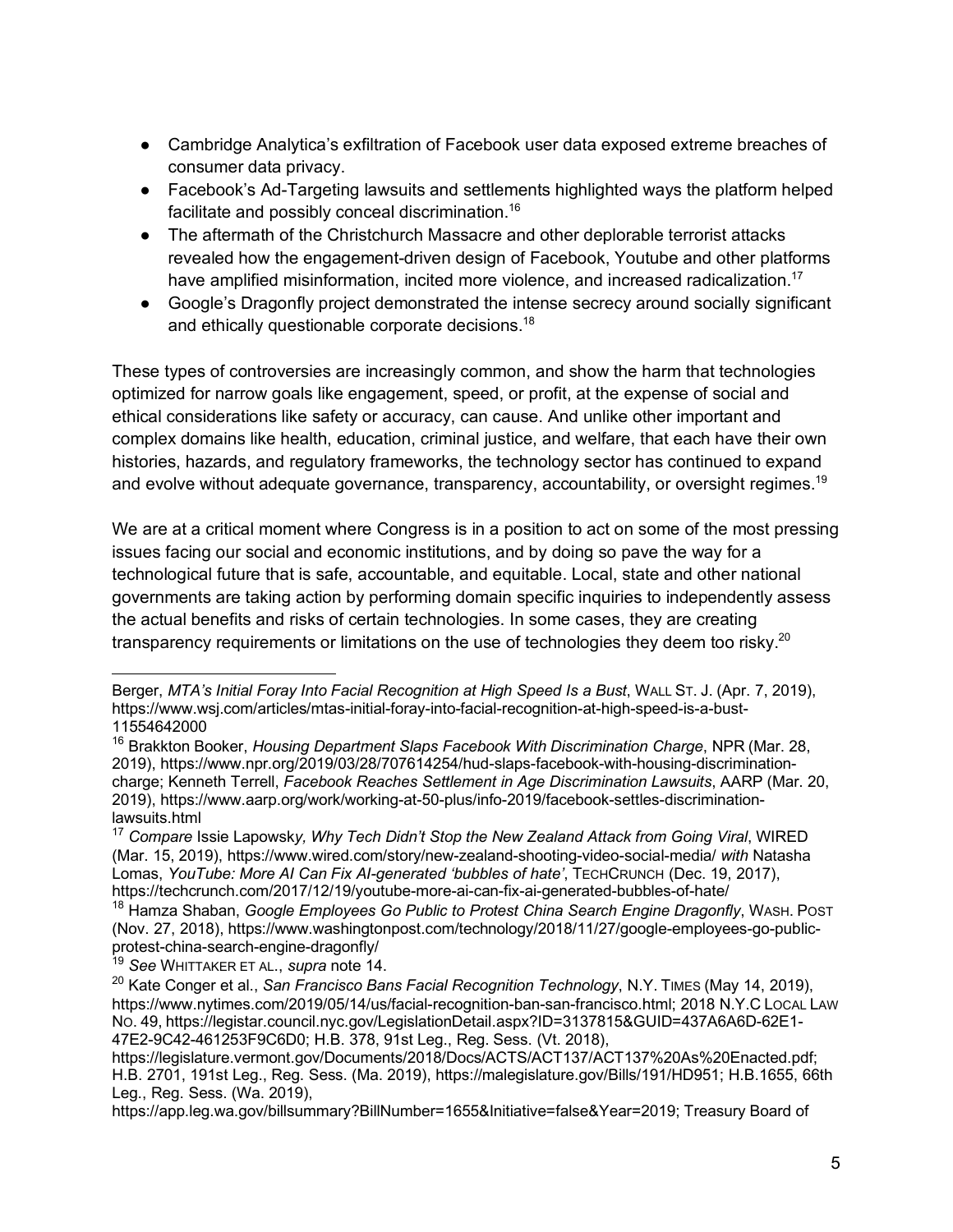- Cambridge Analytica's exfiltration of Facebook user data exposed extreme breaches of consumer data privacy.
- Facebook's Ad-Targeting lawsuits and settlements highlighted ways the platform helped facilitate and possibly conceal discrimination.[16]
- The aftermath of the Christchurch Massacre and other deplorable terrorist attacks revealed how the engagement-driven design of Facebook, Youtube and other platforms have amplified misinformation, incited more violence, and increased radicalization.[17]
- Google's Dragonfly project demonstrated the intense secrecy around socially significant and ethically questionable corporate decisions.[18]

These types of controversies are increasingly common, and show the harm that technologies optimized for narrow goals like engagement, speed, or profit, at the expense of social and ethical considerations like safety or accuracy, can cause. And unlike other important and complex domains like health, education, criminal justice, and welfare, that each have their own histories, hazards, and regulatory frameworks, the technology sector has continued to expand and evolve without adequate governance, transparency, accountability, or oversight regimes.[19]

We are at a critical moment where Congress is in a position to act on some of the most pressing issues facing our social and economic institutions, and by doing so pave the way for a technological future that is safe, accountable, and equitable. Local, state and other national governments are taking action by performing domain specific inquiries to independently assess the actual benefits and risks of certain technologies. In some cases, they are creating transparency requirements or limitations on the use of technologies they deem too risky.[20]

---

Berger, *MTA's Initial Foray Into Facial Recognition at High Speed Is a Bust*, WALL ST. J. (Apr. 7, 2019), https://www.wsj.com/articles/mtas-initial-foray-into-facial-recognition-at-high-speed-is-a-bust-11554642000

[16] Brakkton Booker, *Housing Department Slaps Facebook With Discrimination Charge*, NPR (Mar. 28, 2019), https://www.npr.org/2019/03/28/707614254/hud-slaps-facebook-with-housing-discrimination-charge; Kenneth Terrell, *Facebook Reaches Settlement in Age Discrimination Lawsuits*, AARP (Mar. 20, 2019), https://www.aarp.org/work/working-at-50-plus/info-2019/facebook-settles-discrimination-lawsuits.html

[17] *Compare* Issie Lapowsky*, Why Tech Didn't Stop the New Zealand Attack from Going Viral*, WIRED (Mar. 15, 2019), https://www.wired.com/story/new-zealand-shooting-video-social-media/ *with* Natasha Lomas, *YouTube: More AI Can Fix AI-generated 'bubbles of hate'*, TECHCRUNCH (Dec. 19, 2017), https://techcrunch.com/2017/12/19/youtube-more-ai-can-fix-ai-generated-bubbles-of-hate/

[18] Hamza Shaban, *Google Employees Go Public to Protest China Search Engine Dragonfly*, WASH. POST (Nov. 27, 2018), https://www.washingtonpost.com/technology/2018/11/27/google-employees-go-public-protest-china-search-engine-dragonfly/

[19] *See* WHITTAKER ET AL., *supra* note 14.

[20] Kate Conger et al., *San Francisco Bans Facial Recognition Technology*, N.Y. TIMES (May 14, 2019), https://www.nytimes.com/2019/05/14/us/facial-recognition-ban-san-francisco.html; 2018 N.Y.C LOCAL LAW NO. 49, https://legistar.council.nyc.gov/LegislationDetail.aspx?ID=3137815&GUID=437A6A6D-62E1-47E2-9C42-461253F9C6D0; H.B. 378, 91st Leg., Reg. Sess. (Vt. 2018), https://legislature.vermont.gov/Documents/2018/Docs/ACTS/ACT137/ACT137%20As%20Enacted.pdf; H.B. 2701, 191st Leg., Reg. Sess. (Ma. 2019), https://malegislature.gov/Bills/191/HD951; H.B.1655, 66th Leg., Reg. Sess. (Wa. 2019), https://app.leg.wa.gov/billsummary?BillNumber=1655&Initiative=false&Year=2019; Treasury Board of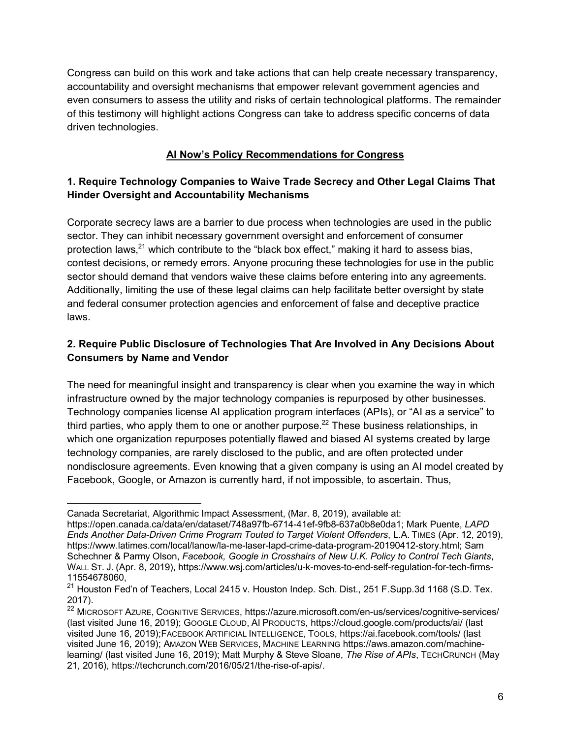Congress can build on this work and take actions that can help create necessary transparency, accountability and oversight mechanisms that empower relevant government agencies and even consumers to assess the utility and risks of certain technological platforms. The remainder of this testimony will highlight actions Congress can take to address specific concerns of data driven technologies.

## AI Now's Policy Recommendations for Congress

### 1. Require Technology Companies to Waive Trade Secrecy and Other Legal Claims That Hinder Oversight and Accountability Mechanisms

Corporate secrecy laws are a barrier to due process when technologies are used in the public sector. They can inhibit necessary government oversight and enforcement of consumer protection laws,[21] which contribute to the "black box effect," making it hard to assess bias, contest decisions, or remedy errors. Anyone procuring these technologies for use in the public sector should demand that vendors waive these claims before entering into any agreements. Additionally, limiting the use of these legal claims can help facilitate better oversight by state and federal consumer protection agencies and enforcement of false and deceptive practice laws.

### 2. Require Public Disclosure of Technologies That Are Involved in Any Decisions About Consumers by Name and Vendor

The need for meaningful insight and transparency is clear when you examine the way in which infrastructure owned by the major technology companies is repurposed by other businesses. Technology companies license AI application program interfaces (APIs), or "AI as a service" to third parties, who apply them to one or another purpose.[22] These business relationships, in which one organization repurposes potentially flawed and biased AI systems created by large technology companies, are rarely disclosed to the public, and are often protected under nondisclosure agreements. Even knowing that a given company is using an AI model created by Facebook, Google, or Amazon is currently hard, if not impossible, to ascertain. Thus,

---

Canada Secretariat, Algorithmic Impact Assessment, (Mar. 8, 2019), available at: https://open.canada.ca/data/en/dataset/748a97fb-6714-41ef-9fb8-637a0b8e0da1; Mark Puente, *LAPD Ends Another Data-Driven Crime Program Touted to Target Violent Offenders*, L.A. TIMES (Apr. 12, 2019), https://www.latimes.com/local/lanow/la-me-laser-lapd-crime-data-program-20190412-story.html; Sam Schechner & Parmy Olson, *Facebook, Google in Crosshairs of New U.K. Policy to Control Tech Giants*, WALL ST. J. (Apr. 8, 2019), https://www.wsj.com/articles/u-k-moves-to-end-self-regulation-for-tech-firms-11554678060,

[21] Houston Fed'n of Teachers, Local 2415 v. Houston Indep. Sch. Dist., 251 F.Supp.3d 1168 (S.D. Tex. 2017).

[22] MICROSOFT AZURE, COGNITIVE SERVICES, https://azure.microsoft.com/en-us/services/cognitive-services/ (last visited June 16, 2019); GOOGLE CLOUD, AI PRODUCTS, https://cloud.google.com/products/ai/ (last visited June 16, 2019);FACEBOOK ARTIFICIAL INTELLIGENCE, TOOLS, https://ai.facebook.com/tools/ (last visited June 16, 2019); AMAZON WEB SERVICES, MACHINE LEARNING https://aws.amazon.com/machine-learning/ (last visited June 16, 2019); Matt Murphy & Steve Sloane, *The Rise of APIs*, TECHCRUNCH (May 21, 2016), https://techcrunch.com/2016/05/21/the-rise-of-apis/.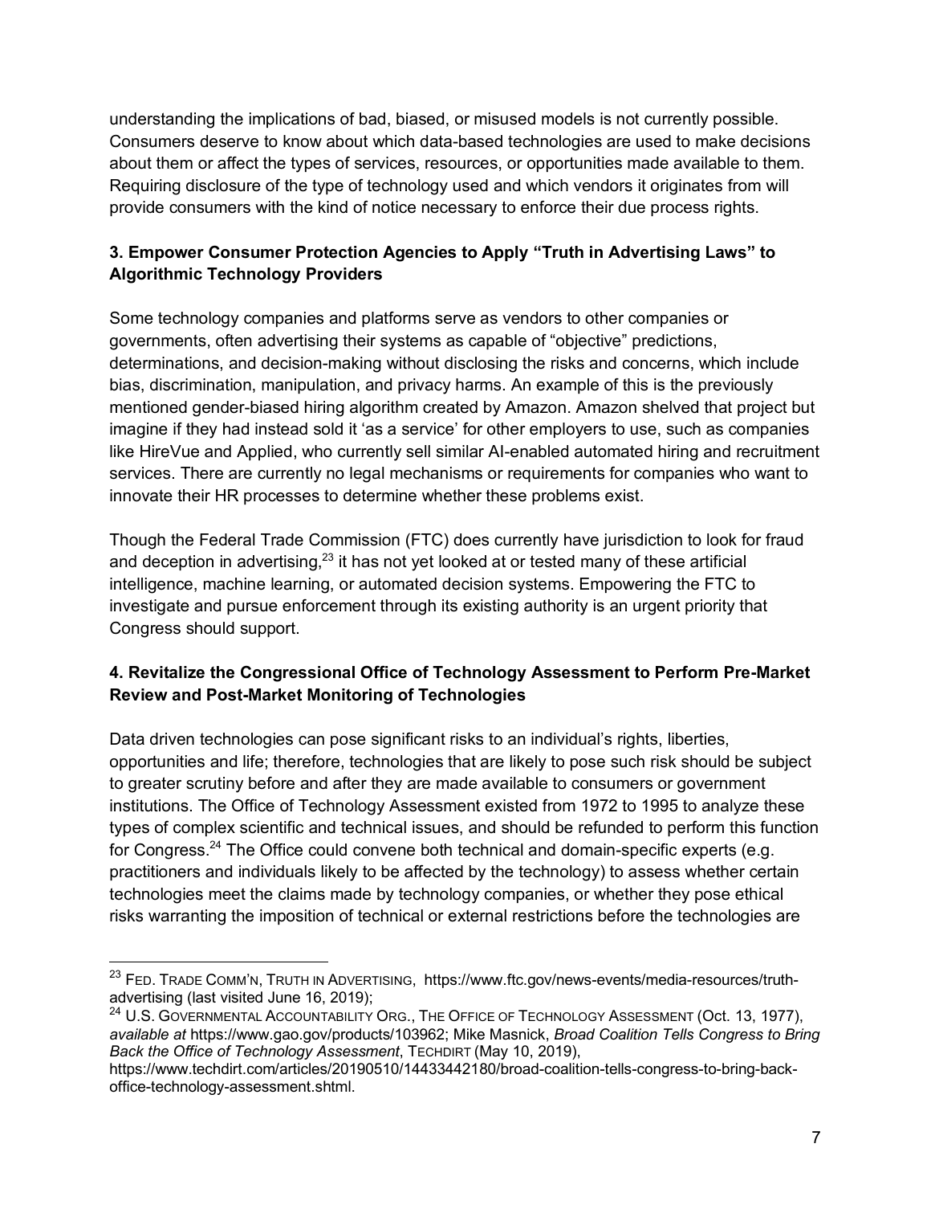understanding the implications of bad, biased, or misused models is not currently possible. Consumers deserve to know about which data-based technologies are used to make decisions about them or affect the types of services, resources, or opportunities made available to them. Requiring disclosure of the type of technology used and which vendors it originates from will provide consumers with the kind of notice necessary to enforce their due process rights.

### 3. Empower Consumer Protection Agencies to Apply "Truth in Advertising Laws" to Algorithmic Technology Providers

Some technology companies and platforms serve as vendors to other companies or governments, often advertising their systems as capable of "objective" predictions, determinations, and decision-making without disclosing the risks and concerns, which include bias, discrimination, manipulation, and privacy harms. An example of this is the previously mentioned gender-biased hiring algorithm created by Amazon. Amazon shelved that project but imagine if they had instead sold it 'as a service' for other employers to use, such as companies like HireVue and Applied, who currently sell similar AI-enabled automated hiring and recruitment services. There are currently no legal mechanisms or requirements for companies who want to innovate their HR processes to determine whether these problems exist.

Though the Federal Trade Commission (FTC) does currently have jurisdiction to look for fraud and deception in advertising,[23] it has not yet looked at or tested many of these artificial intelligence, machine learning, or automated decision systems. Empowering the FTC to investigate and pursue enforcement through its existing authority is an urgent priority that Congress should support.

### 4. Revitalize the Congressional Office of Technology Assessment to Perform Pre-Market Review and Post-Market Monitoring of Technologies

Data driven technologies can pose significant risks to an individual's rights, liberties, opportunities and life; therefore, technologies that are likely to pose such risk should be subject to greater scrutiny before and after they are made available to consumers or government institutions. The Office of Technology Assessment existed from 1972 to 1995 to analyze these types of complex scientific and technical issues, and should be refunded to perform this function for Congress.[24] The Office could convene both technical and domain-specific experts (e.g. practitioners and individuals likely to be affected by the technology) to assess whether certain technologies meet the claims made by technology companies, or whether they pose ethical risks warranting the imposition of technical or external restrictions before the technologies are

---

[23] FED. TRADE COMM'N, TRUTH IN ADVERTISING, https://www.ftc.gov/news-events/media-resources/truth-advertising (last visited June 16, 2019);

[24] U.S. GOVERNMENTAL ACCOUNTABILITY ORG., THE OFFICE OF TECHNOLOGY ASSESSMENT (Oct. 13, 1977), *available at* https://www.gao.gov/products/103962; Mike Masnick, *Broad Coalition Tells Congress to Bring Back the Office of Technology Assessment*, TECHDIRT (May 10, 2019), https://www.techdirt.com/articles/20190510/14433442180/broad-coalition-tells-congress-to-bring-back-office-technology-assessment.shtml.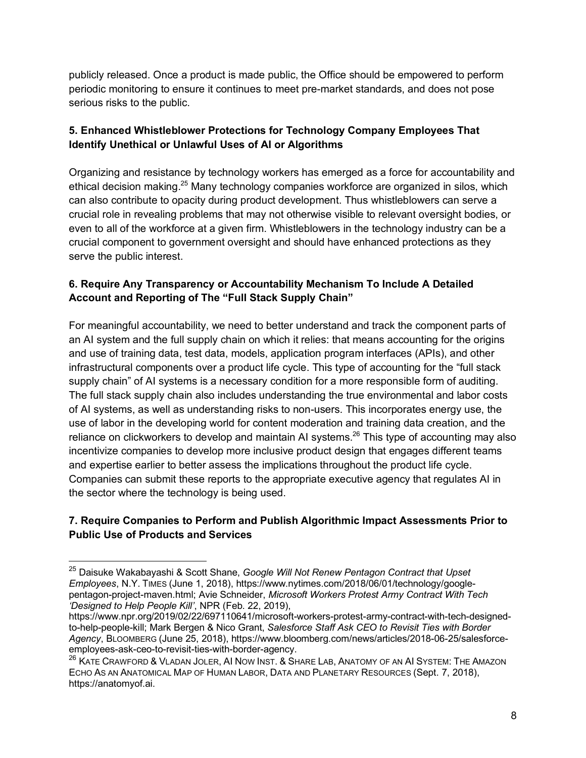publicly released. Once a product is made public, the Office should be empowered to perform periodic monitoring to ensure it continues to meet pre-market standards, and does not pose serious risks to the public.

**5. Enhanced Whistleblower Protections for Technology Company Employees That Identify Unethical or Unlawful Uses of AI or Algorithms**

Organizing and resistance by technology workers has emerged as a force for accountability and ethical decision making.[25] Many technology companies workforce are organized in silos, which can also contribute to opacity during product development. Thus whistleblowers can serve a crucial role in revealing problems that may not otherwise visible to relevant oversight bodies, or even to all of the workforce at a given firm. Whistleblowers in the technology industry can be a crucial component to government oversight and should have enhanced protections as they serve the public interest.

**6. Require Any Transparency or Accountability Mechanism To Include A Detailed Account and Reporting of The "Full Stack Supply Chain"**

For meaningful accountability, we need to better understand and track the component parts of an AI system and the full supply chain on which it relies: that means accounting for the origins and use of training data, test data, models, application program interfaces (APIs), and other infrastructural components over a product life cycle. This type of accounting for the "full stack supply chain" of AI systems is a necessary condition for a more responsible form of auditing. The full stack supply chain also includes understanding the true environmental and labor costs of AI systems, as well as understanding risks to non-users. This incorporates energy use, the use of labor in the developing world for content moderation and training data creation, and the reliance on clickworkers to develop and maintain AI systems.[26] This type of accounting may also incentivize companies to develop more inclusive product design that engages different teams and expertise earlier to better assess the implications throughout the product life cycle. Companies can submit these reports to the appropriate executive agency that regulates AI in the sector where the technology is being used.

**7. Require Companies to Perform and Publish Algorithmic Impact Assessments Prior to Public Use of Products and Services**

---

[25] Daisuke Wakabayashi & Scott Shane, *Google Will Not Renew Pentagon Contract that Upset Employees*, N.Y. TIMES (June 1, 2018), https://www.nytimes.com/2018/06/01/technology/google-pentagon-project-maven.html; Avie Schneider, *Microsoft Workers Protest Army Contract With Tech 'Designed to Help People Kill'*, NPR (Feb. 22, 2019), https://www.npr.org/2019/02/22/697110641/microsoft-workers-protest-army-contract-with-tech-designed-to-help-people-kill; Mark Bergen & Nico Grant, *Salesforce Staff Ask CEO to Revisit Ties with Border Agency*, BLOOMBERG (June 25, 2018), https://www.bloomberg.com/news/articles/2018-06-25/salesforce-employees-ask-ceo-to-revisit-ties-with-border-agency.

[26] KATE CRAWFORD & VLADAN JOLER, AI NOW INST. & SHARE LAB, ANATOMY OF AN AI SYSTEM: THE AMAZON ECHO AS AN ANATOMICAL MAP OF HUMAN LABOR, DATA AND PLANETARY RESOURCES (Sept. 7, 2018), https://anatomyof.ai.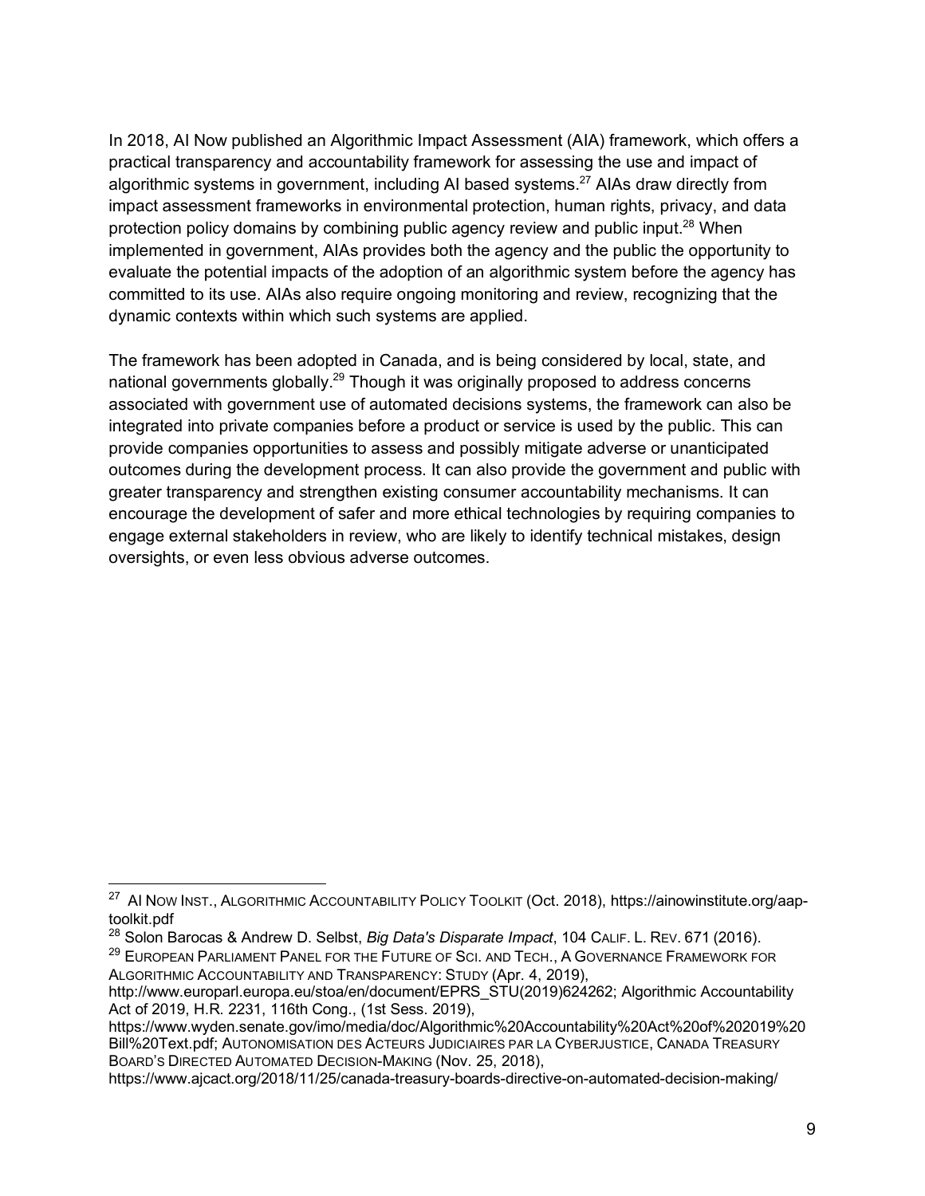In 2018, AI Now published an Algorithmic Impact Assessment (AIA) framework, which offers a practical transparency and accountability framework for assessing the use and impact of algorithmic systems in government, including AI based systems.[27] AIAs draw directly from impact assessment frameworks in environmental protection, human rights, privacy, and data protection policy domains by combining public agency review and public input.[28] When implemented in government, AIAs provides both the agency and the public the opportunity to evaluate the potential impacts of the adoption of an algorithmic system before the agency has committed to its use. AIAs also require ongoing monitoring and review, recognizing that the dynamic contexts within which such systems are applied.

The framework has been adopted in Canada, and is being considered by local, state, and national governments globally.[29] Though it was originally proposed to address concerns associated with government use of automated decisions systems, the framework can also be integrated into private companies before a product or service is used by the public. This can provide companies opportunities to assess and possibly mitigate adverse or unanticipated outcomes during the development process. It can also provide the government and public with greater transparency and strengthen existing consumer accountability mechanisms. It can encourage the development of safer and more ethical technologies by requiring companies to engage external stakeholders in review, who are likely to identify technical mistakes, design oversights, or even less obvious adverse outcomes.

---

[27] AI NOW INST., ALGORITHMIC ACCOUNTABILITY POLICY TOOLKIT (Oct. 2018), https://ainowinstitute.org/aap-toolkit.pdf

[28] Solon Barocas & Andrew D. Selbst, *Big Data's Disparate Impact*, 104 CALIF. L. REV. 671 (2016).

[29] EUROPEAN PARLIAMENT PANEL FOR THE FUTURE OF SCI. AND TECH., A GOVERNANCE FRAMEWORK FOR ALGORITHMIC ACCOUNTABILITY AND TRANSPARENCY: STUDY (Apr. 4, 2019), http://www.europarl.europa.eu/stoa/en/document/EPRS_STU(2019)624262; Algorithmic Accountability Act of 2019, H.R. 2231, 116th Cong., (1st Sess. 2019), https://www.wyden.senate.gov/imo/media/doc/Algorithmic%20Accountability%20Act%20of%202019%20Bill%20Text.pdf; AUTONOMISATION DES ACTEURS JUDICIAIRES PAR LA CYBERJUSTICE, CANADA TREASURY BOARD'S DIRECTED AUTOMATED DECISION-MAKING (Nov. 25, 2018), https://www.ajcact.org/2018/11/25/canada-treasury-boards-directive-on-automated-decision-making/